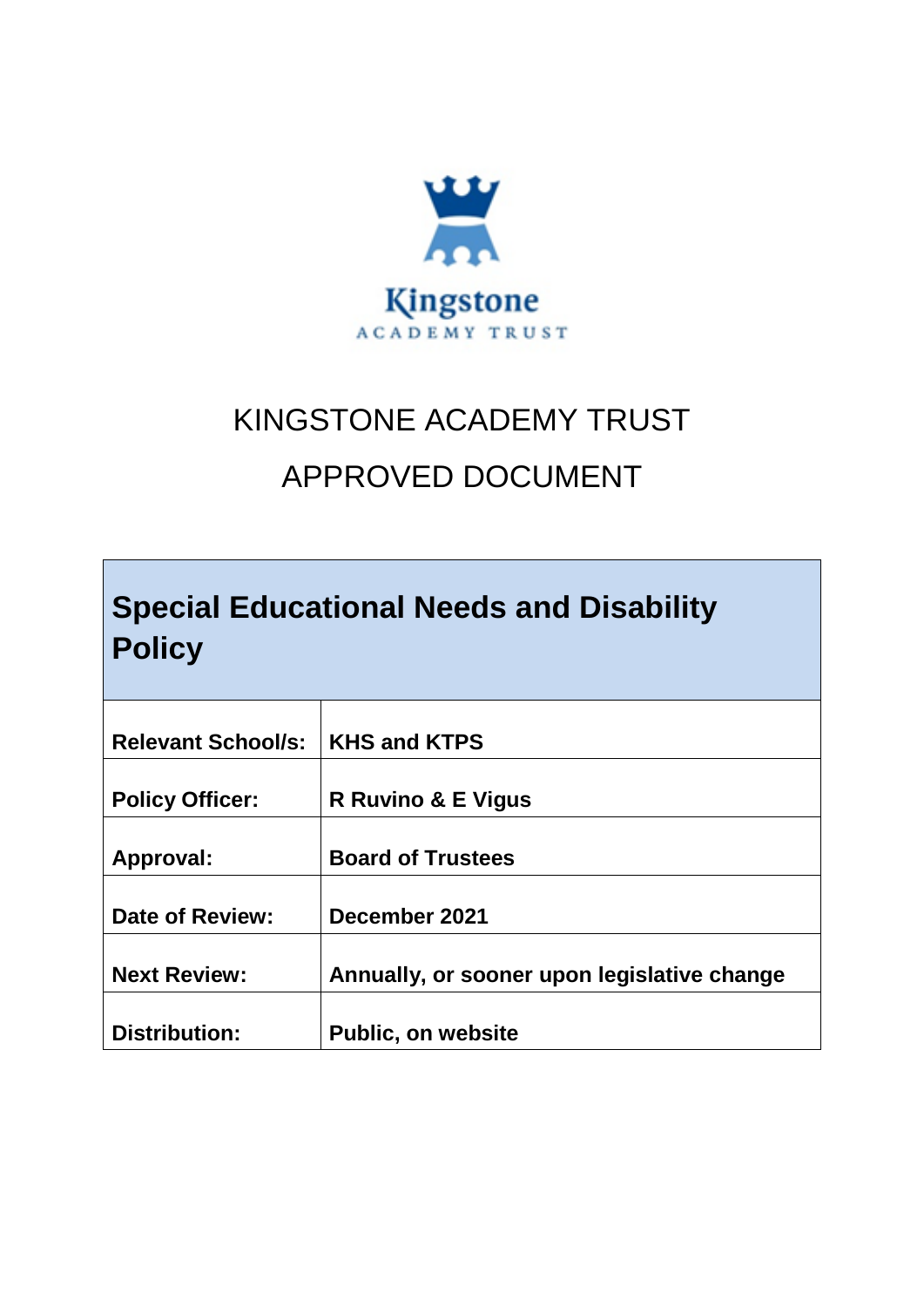Kingstone

ACADEMY TRUST

KINGSTONE ACADEMY TRUST

APPROVED DOCUMENT

# Special Educational Needs and Disability Policy

| | |
|---|---|
| **Relevant School/s:** | **KHS and KTPS** |
| **Policy Officer:** | **R Ruvino & E Vigus** |
| **Approval:** | **Board of Trustees** |
| **Date of Review:** | **December 2021** |
| **Next Review:** | **Annually, or sooner upon legislative change** |
| **Distribution:** | **Public, on website** |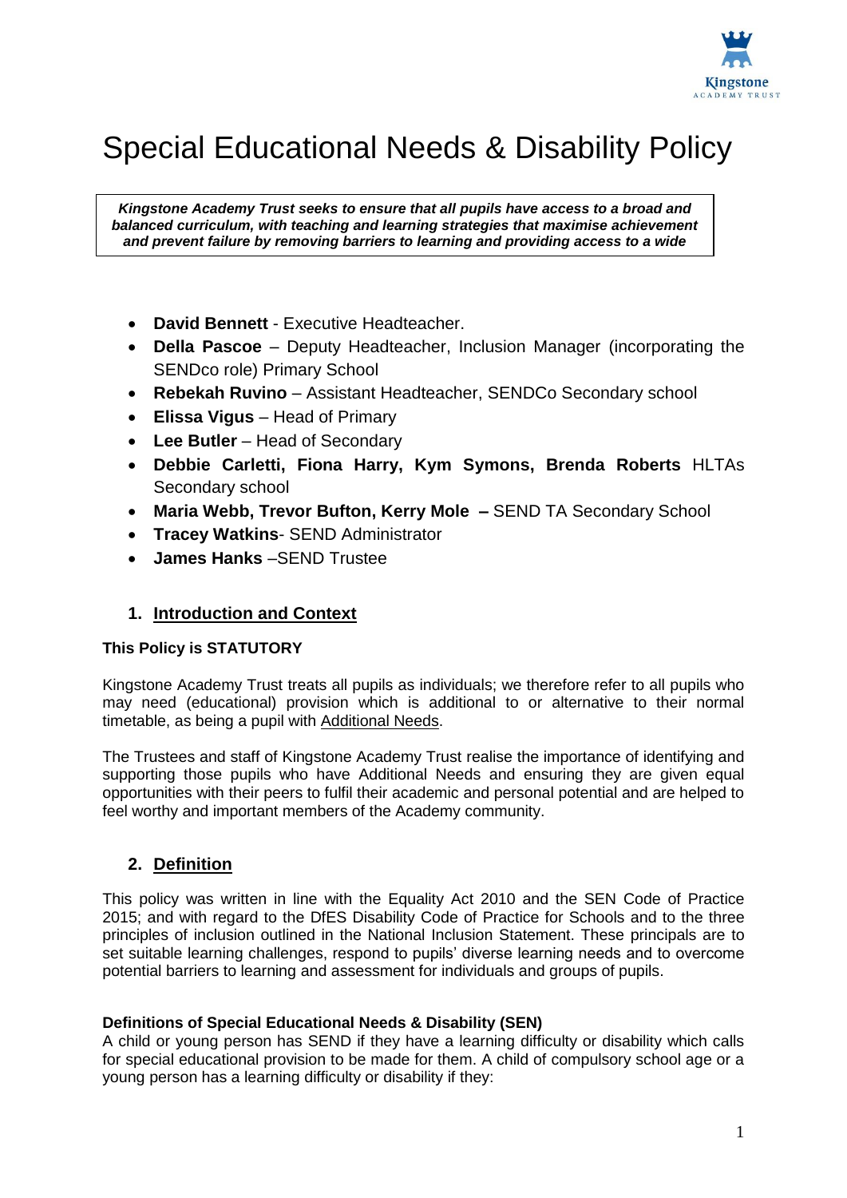# Special Educational Needs & Disability Policy

> ***Kingstone Academy Trust seeks to ensure that all pupils have access to a broad and balanced curriculum, with teaching and learning strategies that maximise achievement and prevent failure by removing barriers to learning and providing access to a wide***

- **David Bennett** - Executive Headteacher.
- **Della Pascoe** – Deputy Headteacher, Inclusion Manager (incorporating the SENDco role) Primary School
- **Rebekah Ruvino** – Assistant Headteacher, SENDCo Secondary school
- **Elissa Vigus** – Head of Primary
- **Lee Butler** – Head of Secondary
- **Debbie Carletti, Fiona Harry, Kym Symons, Brenda Roberts** HLTAs Secondary school
- **Maria Webb, Trevor Bufton, Kerry Mole –** SEND TA Secondary School
- **Tracey Watkins**- SEND Administrator
- **James Hanks** –SEND Trustee

## 1. Introduction and Context

**This Policy is STATUTORY**

Kingstone Academy Trust treats all pupils as individuals; we therefore refer to all pupils who may need (educational) provision which is additional to or alternative to their normal timetable, as being a pupil with Additional Needs.

The Trustees and staff of Kingstone Academy Trust realise the importance of identifying and supporting those pupils who have Additional Needs and ensuring they are given equal opportunities with their peers to fulfil their academic and personal potential and are helped to feel worthy and important members of the Academy community.

## 2. Definition

This policy was written in line with the Equality Act 2010 and the SEN Code of Practice 2015; and with regard to the DfES Disability Code of Practice for Schools and to the three principles of inclusion outlined in the National Inclusion Statement. These principals are to set suitable learning challenges, respond to pupils' diverse learning needs and to overcome potential barriers to learning and assessment for individuals and groups of pupils.

**Definitions of Special Educational Needs & Disability (SEN)**

A child or young person has SEND if they have a learning difficulty or disability which calls for special educational provision to be made for them. A child of compulsory school age or a young person has a learning difficulty or disability if they: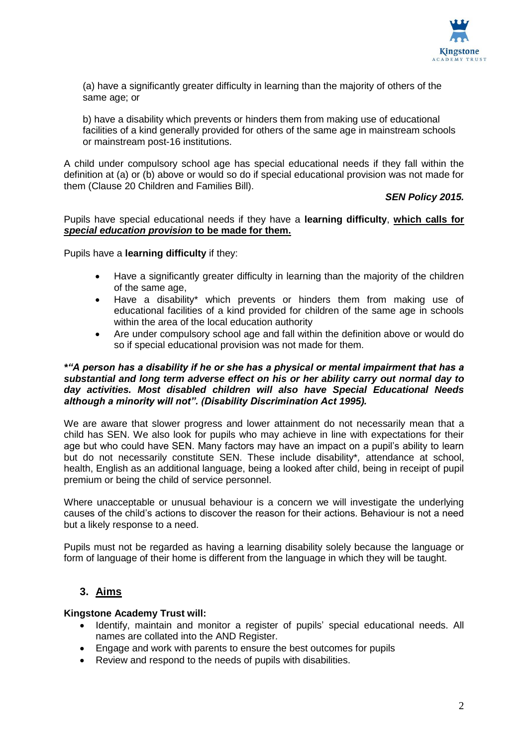(a) have a significantly greater difficulty in learning than the majority of others of the same age; or

b) have a disability which prevents or hinders them from making use of educational facilities of a kind generally provided for others of the same age in mainstream schools or mainstream post-16 institutions.

A child under compulsory school age has special educational needs if they fall within the definition at (a) or (b) above or would so do if special educational provision was not made for them (Clause 20 Children and Families Bill).

***SEN Policy 2015.***

Pupils have special educational needs if they have a **learning difficulty**, **<u>which calls for *special education provision* to be made for them.</u>**

Pupils have a **learning difficulty** if they:

- Have a significantly greater difficulty in learning than the majority of the children of the same age,
- Have a disability* which prevents or hinders them from making use of educational facilities of a kind provided for children of the same age in schools within the area of the local education authority
- Are under compulsory school age and fall within the definition above or would do so if special educational provision was not made for them.

***"A person has a disability if he or she has a physical or mental impairment that has a substantial and long term adverse effect on his or her ability carry out normal day to day activities. Most disabled children will also have Special Educational Needs although a minority will not". (Disability Discrimination Act 1995).***

We are aware that slower progress and lower attainment do not necessarily mean that a child has SEN. We also look for pupils who may achieve in line with expectations for their age but who could have SEN. Many factors may have an impact on a pupil's ability to learn but do not necessarily constitute SEN. These include disability*, attendance at school, health, English as an additional language, being a looked after child, being in receipt of pupil premium or being the child of service personnel.

Where unacceptable or unusual behaviour is a concern we will investigate the underlying causes of the child's actions to discover the reason for their actions. Behaviour is not a need but a likely response to a need.

Pupils must not be regarded as having a learning disability solely because the language or form of language of their home is different from the language in which they will be taught.

## 3. <u>Aims</u>

**Kingstone Academy Trust will:**

- Identify, maintain and monitor a register of pupils' special educational needs. All names are collated into the AND Register.
- Engage and work with parents to ensure the best outcomes for pupils
- Review and respond to the needs of pupils with disabilities.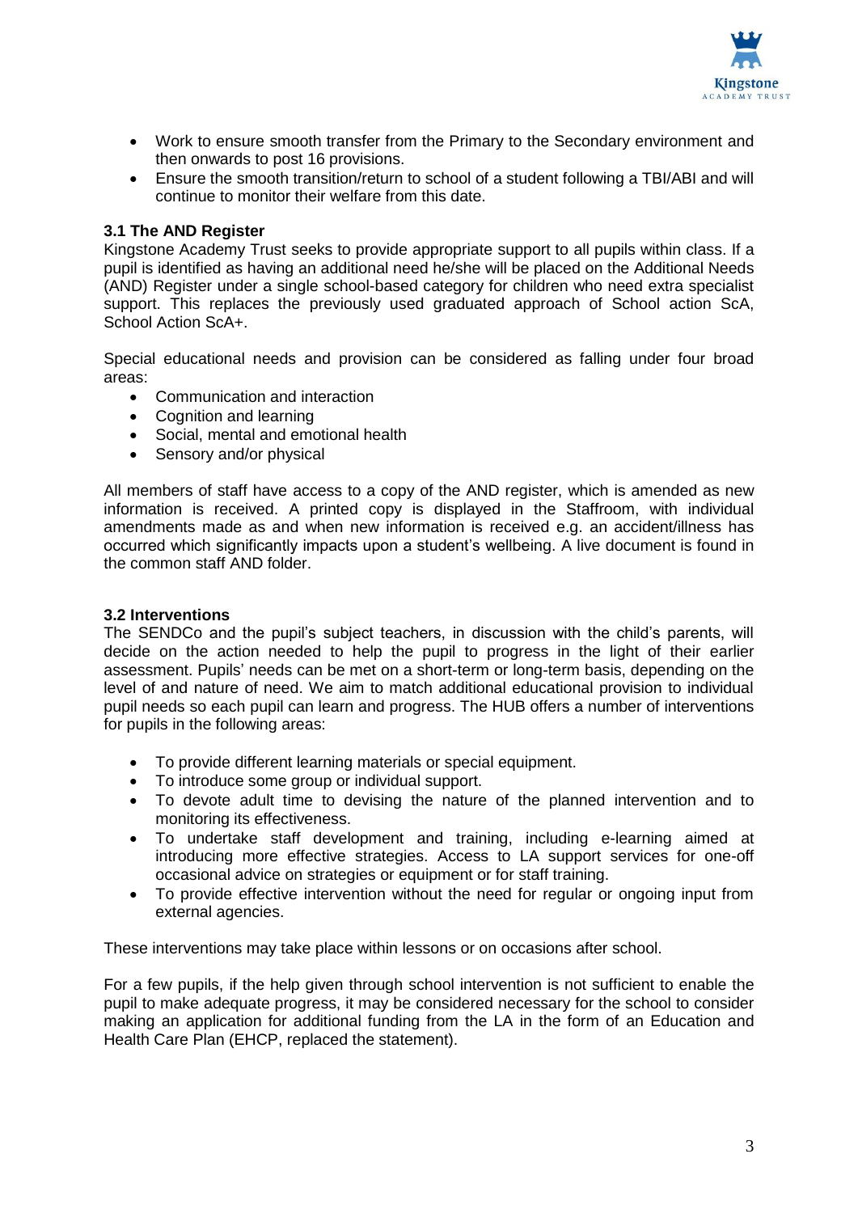- Work to ensure smooth transfer from the Primary to the Secondary environment and then onwards to post 16 provisions.
- Ensure the smooth transition/return to school of a student following a TBI/ABI and will continue to monitor their welfare from this date.

### 3.1 The AND Register

Kingstone Academy Trust seeks to provide appropriate support to all pupils within class. If a pupil is identified as having an additional need he/she will be placed on the Additional Needs (AND) Register under a single school-based category for children who need extra specialist support. This replaces the previously used graduated approach of School action ScA, School Action ScA+.

Special educational needs and provision can be considered as falling under four broad areas:

- Communication and interaction
- Cognition and learning
- Social, mental and emotional health
- Sensory and/or physical

All members of staff have access to a copy of the AND register, which is amended as new information is received. A printed copy is displayed in the Staffroom, with individual amendments made as and when new information is received e.g. an accident/illness has occurred which significantly impacts upon a student's wellbeing. A live document is found in the common staff AND folder.

### 3.2 Interventions

The SENDCo and the pupil's subject teachers, in discussion with the child's parents, will decide on the action needed to help the pupil to progress in the light of their earlier assessment. Pupils' needs can be met on a short-term or long-term basis, depending on the level of and nature of need. We aim to match additional educational provision to individual pupil needs so each pupil can learn and progress. The HUB offers a number of interventions for pupils in the following areas:

- To provide different learning materials or special equipment.
- To introduce some group or individual support.
- To devote adult time to devising the nature of the planned intervention and to monitoring its effectiveness.
- To undertake staff development and training, including e-learning aimed at introducing more effective strategies. Access to LA support services for one-off occasional advice on strategies or equipment or for staff training.
- To provide effective intervention without the need for regular or ongoing input from external agencies.

These interventions may take place within lessons or on occasions after school.

For a few pupils, if the help given through school intervention is not sufficient to enable the pupil to make adequate progress, it may be considered necessary for the school to consider making an application for additional funding from the LA in the form of an Education and Health Care Plan (EHCP, replaced the statement).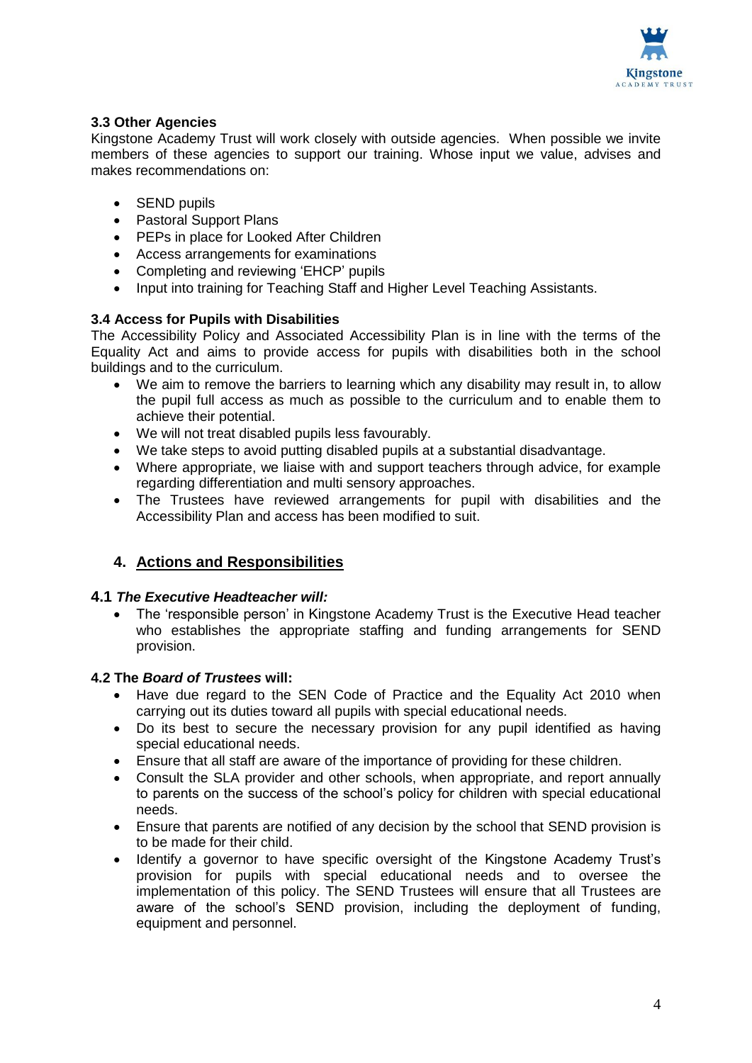### 3.3 Other Agencies

Kingstone Academy Trust will work closely with outside agencies. When possible we invite members of these agencies to support our training. Whose input we value, advises and makes recommendations on:

- SEND pupils
- Pastoral Support Plans
- PEPs in place for Looked After Children
- Access arrangements for examinations
- Completing and reviewing 'EHCP' pupils
- Input into training for Teaching Staff and Higher Level Teaching Assistants.

### 3.4 Access for Pupils with Disabilities

The Accessibility Policy and Associated Accessibility Plan is in line with the terms of the Equality Act and aims to provide access for pupils with disabilities both in the school buildings and to the curriculum.

- We aim to remove the barriers to learning which any disability may result in, to allow the pupil full access as much as possible to the curriculum and to enable them to achieve their potential.
- We will not treat disabled pupils less favourably.
- We take steps to avoid putting disabled pupils at a substantial disadvantage.
- Where appropriate, we liaise with and support teachers through advice, for example regarding differentiation and multi sensory approaches.
- The Trustees have reviewed arrangements for pupil with disabilities and the Accessibility Plan and access has been modified to suit.

## 4. Actions and Responsibilities

### 4.1 *The Executive Headteacher will:*

- The 'responsible person' in Kingstone Academy Trust is the Executive Head teacher who establishes the appropriate staffing and funding arrangements for SEND provision.

### 4.2 The *Board of Trustees* will:

- Have due regard to the SEN Code of Practice and the Equality Act 2010 when carrying out its duties toward all pupils with special educational needs.
- Do its best to secure the necessary provision for any pupil identified as having special educational needs.
- Ensure that all staff are aware of the importance of providing for these children.
- Consult the SLA provider and other schools, when appropriate, and report annually to parents on the success of the school's policy for children with special educational needs.
- Ensure that parents are notified of any decision by the school that SEND provision is to be made for their child.
- Identify a governor to have specific oversight of the Kingstone Academy Trust's provision for pupils with special educational needs and to oversee the implementation of this policy. The SEND Trustees will ensure that all Trustees are aware of the school's SEND provision, including the deployment of funding, equipment and personnel.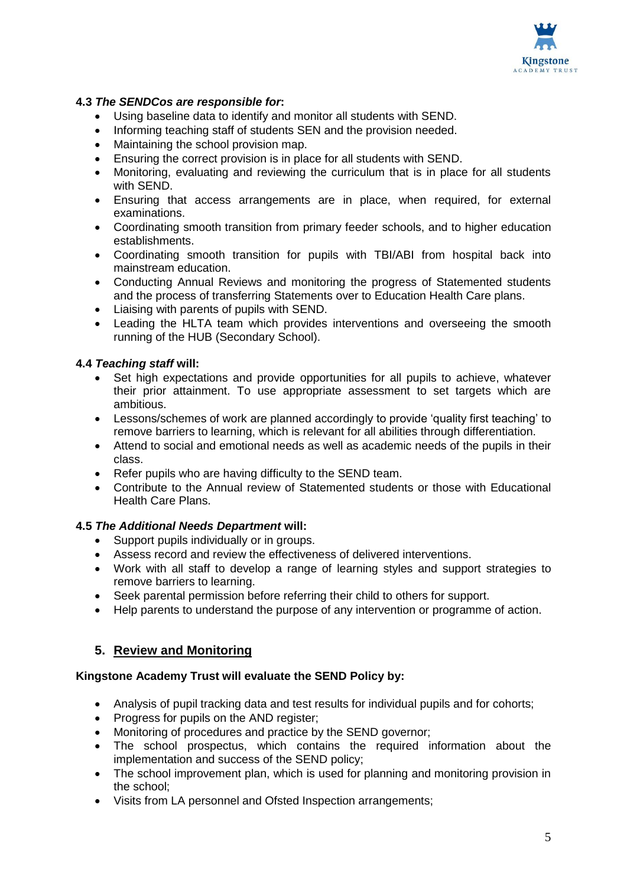**4.3** ***The SENDCos are responsible for*****:**

- Using baseline data to identify and monitor all students with SEND.
- Informing teaching staff of students SEN and the provision needed.
- Maintaining the school provision map.
- Ensuring the correct provision is in place for all students with SEND.
- Monitoring, evaluating and reviewing the curriculum that is in place for all students with SEND.
- Ensuring that access arrangements are in place, when required, for external examinations.
- Coordinating smooth transition from primary feeder schools, and to higher education establishments.
- Coordinating smooth transition for pupils with TBI/ABI from hospital back into mainstream education.
- Conducting Annual Reviews and monitoring the progress of Statemented students and the process of transferring Statements over to Education Health Care plans.
- Liaising with parents of pupils with SEND.
- Leading the HLTA team which provides interventions and overseeing the smooth running of the HUB (Secondary School).

**4.4** ***Teaching staff*** **will:**

- Set high expectations and provide opportunities for all pupils to achieve, whatever their prior attainment. To use appropriate assessment to set targets which are ambitious.
- Lessons/schemes of work are planned accordingly to provide 'quality first teaching' to remove barriers to learning, which is relevant for all abilities through differentiation.
- Attend to social and emotional needs as well as academic needs of the pupils in their class.
- Refer pupils who are having difficulty to the SEND team.
- Contribute to the Annual review of Statemented students or those with Educational Health Care Plans.

**4.5** ***The Additional Needs Department*** **will:**

- Support pupils individually or in groups.
- Assess record and review the effectiveness of delivered interventions.
- Work with all staff to develop a range of learning styles and support strategies to remove barriers to learning.
- Seek parental permission before referring their child to others for support.
- Help parents to understand the purpose of any intervention or programme of action.

## 5. Review and Monitoring

**Kingstone Academy Trust will evaluate the SEND Policy by:**

- Analysis of pupil tracking data and test results for individual pupils and for cohorts;
- Progress for pupils on the AND register;
- Monitoring of procedures and practice by the SEND governor;
- The school prospectus, which contains the required information about the implementation and success of the SEND policy;
- The school improvement plan, which is used for planning and monitoring provision in the school;
- Visits from LA personnel and Ofsted Inspection arrangements;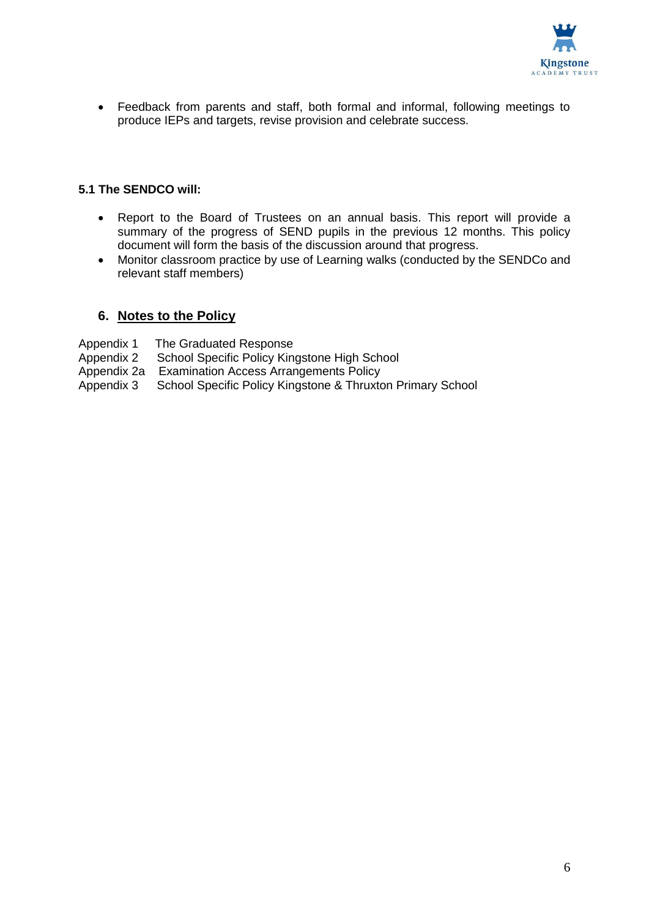- Feedback from parents and staff, both formal and informal, following meetings to produce IEPs and targets, revise provision and celebrate success.

**5.1 The SENDCO will:**

- Report to the Board of Trustees on an annual basis. This report will provide a summary of the progress of SEND pupils in the previous 12 months. This policy document will form the basis of the discussion around that progress.
- Monitor classroom practice by use of Learning walks (conducted by the SENDCo and relevant staff members)

## 6. Notes to the Policy

Appendix 1 The Graduated Response
Appendix 2 School Specific Policy Kingstone High School
Appendix 2a Examination Access Arrangements Policy
Appendix 3 School Specific Policy Kingstone & Thruxton Primary School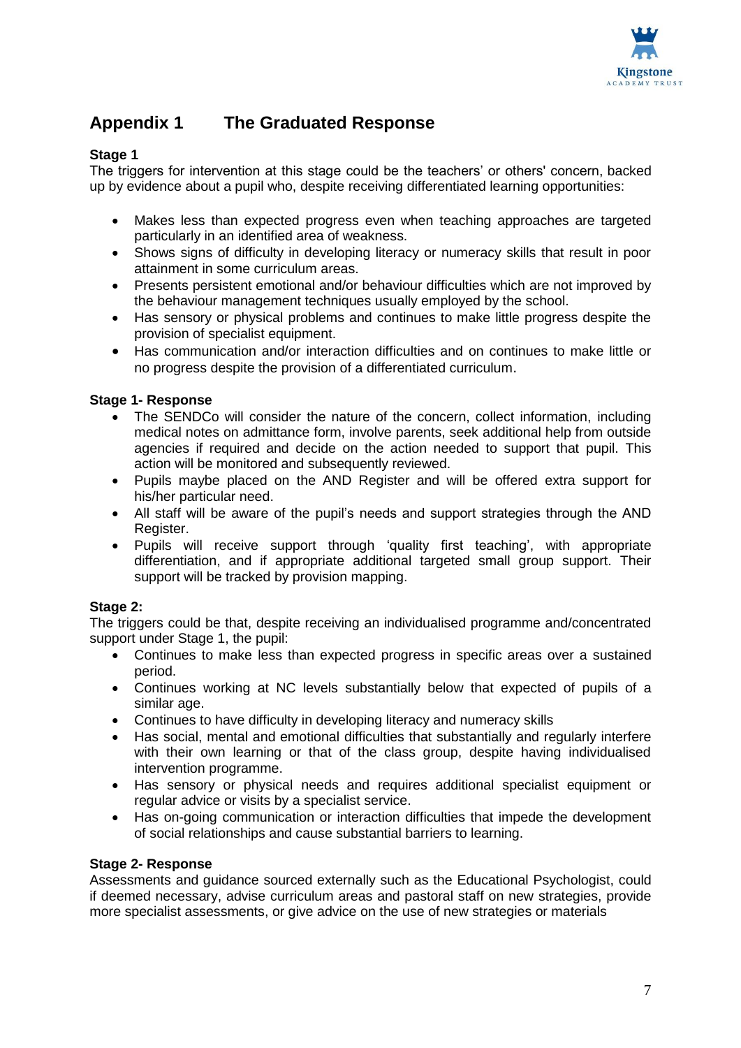## Appendix 1 The Graduated Response

**Stage 1**

The triggers for intervention at this stage could be the teachers' or others' concern, backed up by evidence about a pupil who, despite receiving differentiated learning opportunities:

- Makes less than expected progress even when teaching approaches are targeted particularly in an identified area of weakness.
- Shows signs of difficulty in developing literacy or numeracy skills that result in poor attainment in some curriculum areas.
- Presents persistent emotional and/or behaviour difficulties which are not improved by the behaviour management techniques usually employed by the school.
- Has sensory or physical problems and continues to make little progress despite the provision of specialist equipment.
- Has communication and/or interaction difficulties and on continues to make little or no progress despite the provision of a differentiated curriculum.

**Stage 1- Response**

- The SENDCo will consider the nature of the concern, collect information, including medical notes on admittance form, involve parents, seek additional help from outside agencies if required and decide on the action needed to support that pupil. This action will be monitored and subsequently reviewed.
- Pupils maybe placed on the AND Register and will be offered extra support for his/her particular need.
- All staff will be aware of the pupil's needs and support strategies through the AND Register.
- Pupils will receive support through 'quality first teaching', with appropriate differentiation, and if appropriate additional targeted small group support. Their support will be tracked by provision mapping.

**Stage 2:**

The triggers could be that, despite receiving an individualised programme and/concentrated support under Stage 1, the pupil:

- Continues to make less than expected progress in specific areas over a sustained period.
- Continues working at NC levels substantially below that expected of pupils of a similar age.
- Continues to have difficulty in developing literacy and numeracy skills
- Has social, mental and emotional difficulties that substantially and regularly interfere with their own learning or that of the class group, despite having individualised intervention programme.
- Has sensory or physical needs and requires additional specialist equipment or regular advice or visits by a specialist service.
- Has on-going communication or interaction difficulties that impede the development of social relationships and cause substantial barriers to learning.

**Stage 2- Response**

Assessments and guidance sourced externally such as the Educational Psychologist, could if deemed necessary, advise curriculum areas and pastoral staff on new strategies, provide more specialist assessments, or give advice on the use of new strategies or materials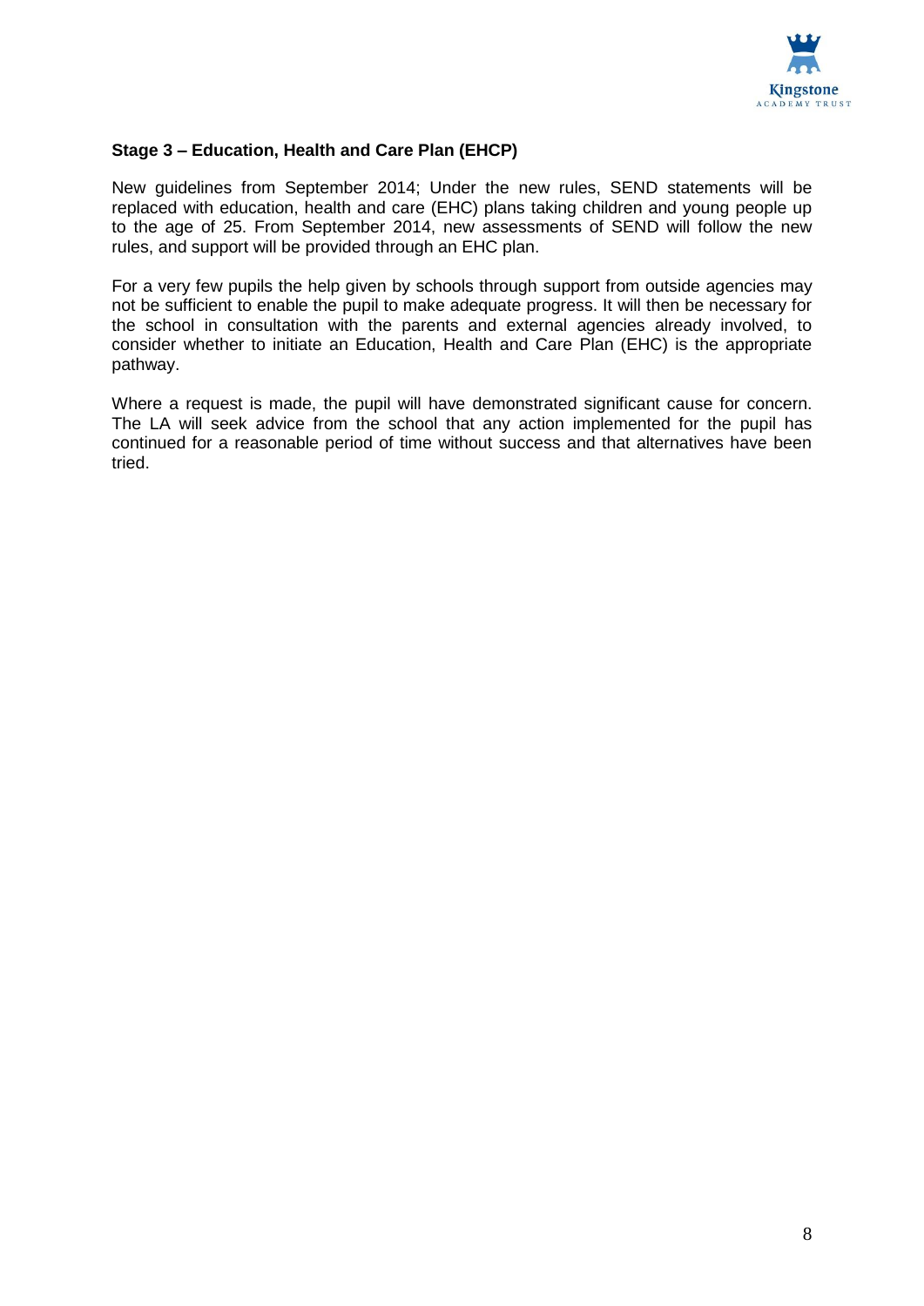**Stage 3 – Education, Health and Care Plan (EHCP)**

New guidelines from September 2014; Under the new rules, SEND statements will be replaced with education, health and care (EHC) plans taking children and young people up to the age of 25. From September 2014, new assessments of SEND will follow the new rules, and support will be provided through an EHC plan.

For a very few pupils the help given by schools through support from outside agencies may not be sufficient to enable the pupil to make adequate progress. It will then be necessary for the school in consultation with the parents and external agencies already involved, to consider whether to initiate an Education, Health and Care Plan (EHC) is the appropriate pathway.

Where a request is made, the pupil will have demonstrated significant cause for concern. The LA will seek advice from the school that any action implemented for the pupil has continued for a reasonable period of time without success and that alternatives have been tried.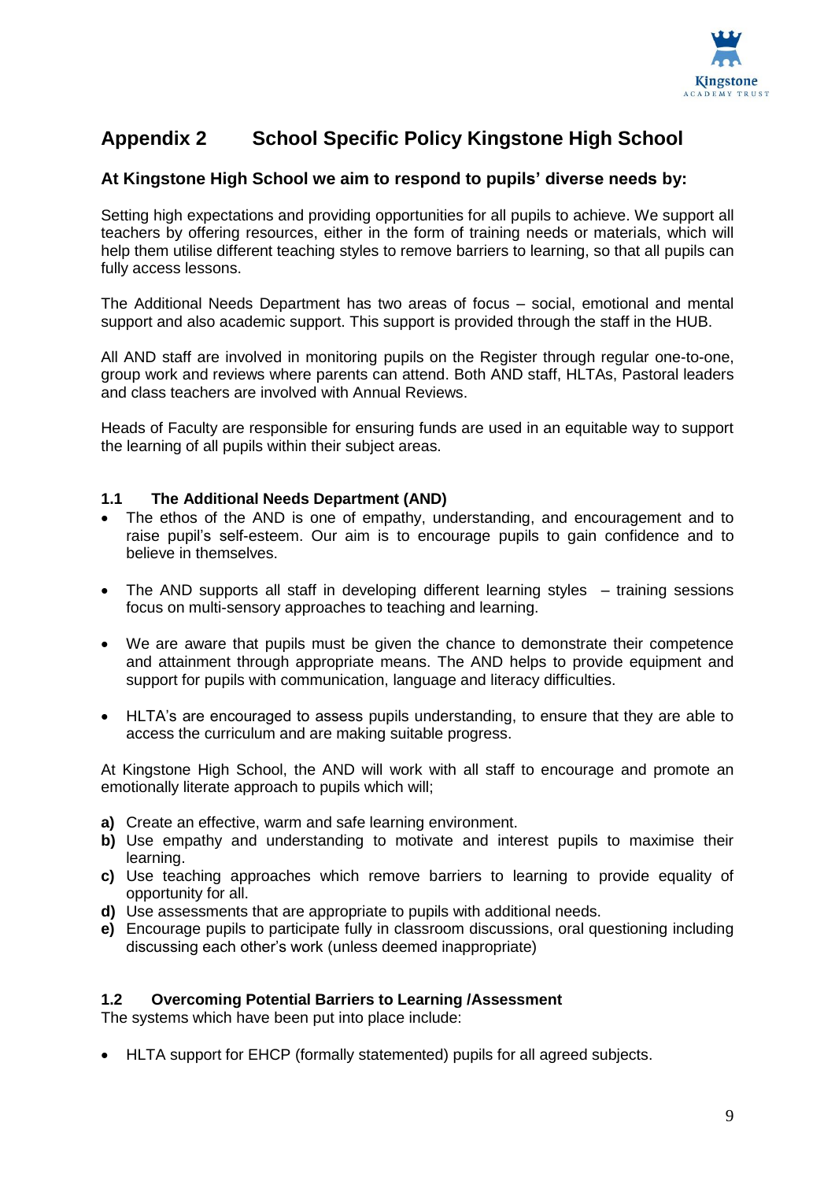## Appendix 2 School Specific Policy Kingstone High School

### At Kingstone High School we aim to respond to pupils' diverse needs by:

Setting high expectations and providing opportunities for all pupils to achieve. We support all teachers by offering resources, either in the form of training needs or materials, which will help them utilise different teaching styles to remove barriers to learning, so that all pupils can fully access lessons.

The Additional Needs Department has two areas of focus – social, emotional and mental support and also academic support. This support is provided through the staff in the HUB.

All AND staff are involved in monitoring pupils on the Register through regular one-to-one, group work and reviews where parents can attend. Both AND staff, HLTAs, Pastoral leaders and class teachers are involved with Annual Reviews.

Heads of Faculty are responsible for ensuring funds are used in an equitable way to support the learning of all pupils within their subject areas.

### 1.1 The Additional Needs Department (AND)

- The ethos of the AND is one of empathy, understanding, and encouragement and to raise pupil's self-esteem. Our aim is to encourage pupils to gain confidence and to believe in themselves.
- The AND supports all staff in developing different learning styles – training sessions focus on multi-sensory approaches to teaching and learning.
- We are aware that pupils must be given the chance to demonstrate their competence and attainment through appropriate means. The AND helps to provide equipment and support for pupils with communication, language and literacy difficulties.
- HLTA's are encouraged to assess pupils understanding, to ensure that they are able to access the curriculum and are making suitable progress.

At Kingstone High School, the AND will work with all staff to encourage and promote an emotionally literate approach to pupils which will;

**a)** Create an effective, warm and safe learning environment.
**b)** Use empathy and understanding to motivate and interest pupils to maximise their learning.
**c)** Use teaching approaches which remove barriers to learning to provide equality of opportunity for all.
**d)** Use assessments that are appropriate to pupils with additional needs.
**e)** Encourage pupils to participate fully in classroom discussions, oral questioning including discussing each other's work (unless deemed inappropriate)

### 1.2 Overcoming Potential Barriers to Learning /Assessment

The systems which have been put into place include:

- HLTA support for EHCP (formally statemented) pupils for all agreed subjects.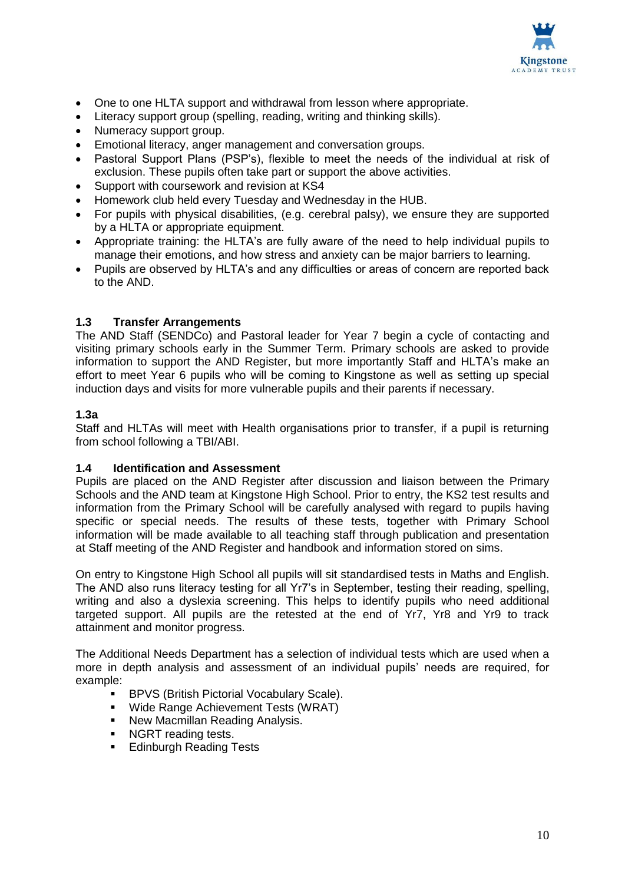- One to one HLTA support and withdrawal from lesson where appropriate.
- Literacy support group (spelling, reading, writing and thinking skills).
- Numeracy support group.
- Emotional literacy, anger management and conversation groups.
- Pastoral Support Plans (PSP's), flexible to meet the needs of the individual at risk of exclusion. These pupils often take part or support the above activities.
- Support with coursework and revision at KS4
- Homework club held every Tuesday and Wednesday in the HUB.
- For pupils with physical disabilities, (e.g. cerebral palsy), we ensure they are supported by a HLTA or appropriate equipment.
- Appropriate training: the HLTA's are fully aware of the need to help individual pupils to manage their emotions, and how stress and anxiety can be major barriers to learning.
- Pupils are observed by HLTA's and any difficulties or areas of concern are reported back to the AND.

### 1.3 Transfer Arrangements

The AND Staff (SENDCo) and Pastoral leader for Year 7 begin a cycle of contacting and visiting primary schools early in the Summer Term. Primary schools are asked to provide information to support the AND Register, but more importantly Staff and HLTA's make an effort to meet Year 6 pupils who will be coming to Kingstone as well as setting up special induction days and visits for more vulnerable pupils and their parents if necessary.

### 1.3a

Staff and HLTAs will meet with Health organisations prior to transfer, if a pupil is returning from school following a TBI/ABI.

### 1.4 Identification and Assessment

Pupils are placed on the AND Register after discussion and liaison between the Primary Schools and the AND team at Kingstone High School. Prior to entry, the KS2 test results and information from the Primary School will be carefully analysed with regard to pupils having specific or special needs. The results of these tests, together with Primary School information will be made available to all teaching staff through publication and presentation at Staff meeting of the AND Register and handbook and information stored on sims.

On entry to Kingstone High School all pupils will sit standardised tests in Maths and English. The AND also runs literacy testing for all Yr7's in September, testing their reading, spelling, writing and also a dyslexia screening. This helps to identify pupils who need additional targeted support. All pupils are the retested at the end of Yr7, Yr8 and Yr9 to track attainment and monitor progress.

The Additional Needs Department has a selection of individual tests which are used when a more in depth analysis and assessment of an individual pupils' needs are required, for example:

- BPVS (British Pictorial Vocabulary Scale).
- Wide Range Achievement Tests (WRAT)
- New Macmillan Reading Analysis.
- NGRT reading tests.
- Edinburgh Reading Tests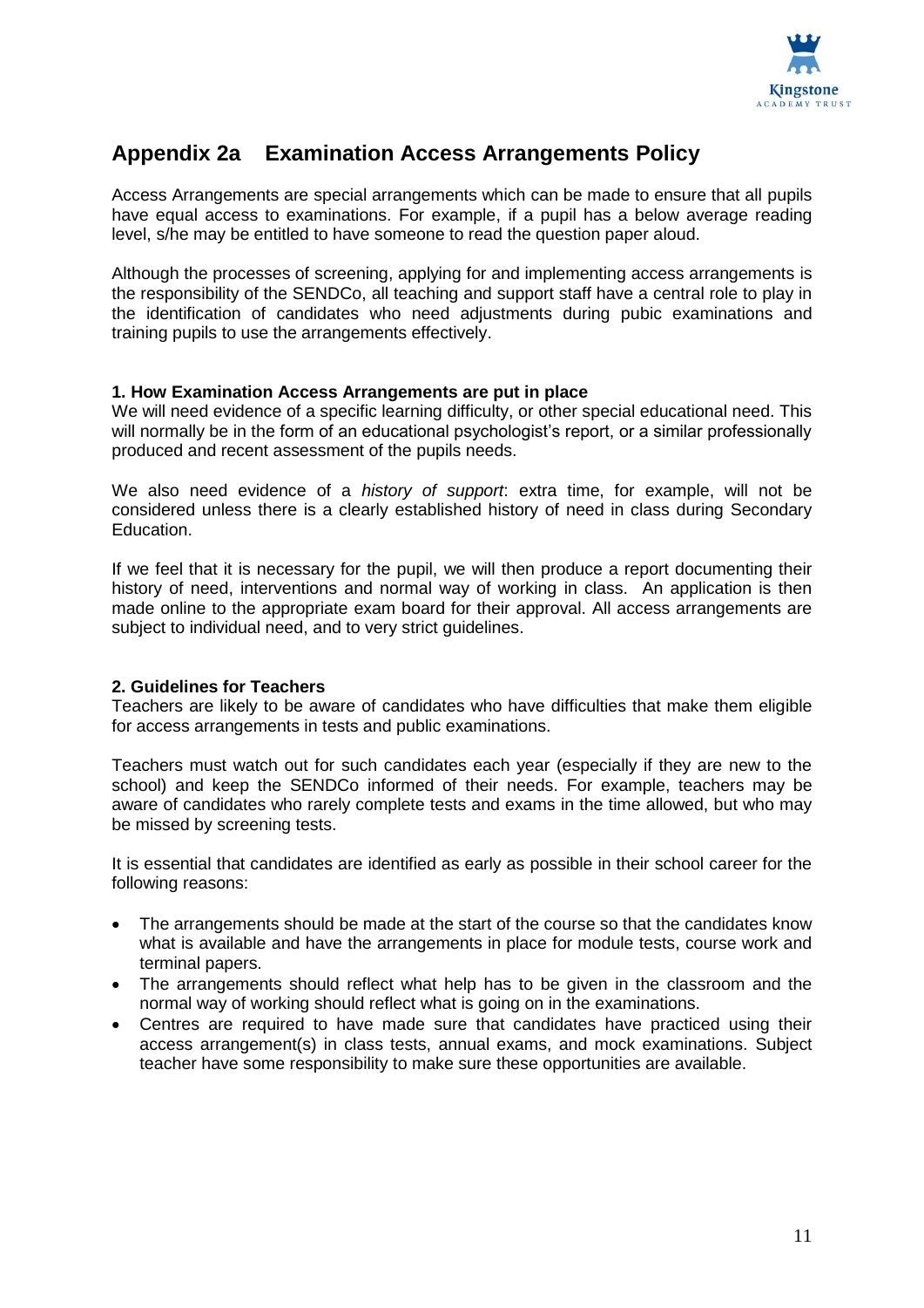## Appendix 2a Examination Access Arrangements Policy

Access Arrangements are special arrangements which can be made to ensure that all pupils have equal access to examinations. For example, if a pupil has a below average reading level, s/he may be entitled to have someone to read the question paper aloud.

Although the processes of screening, applying for and implementing access arrangements is the responsibility of the SENDCo, all teaching and support staff have a central role to play in the identification of candidates who need adjustments during pubic examinations and training pupils to use the arrangements effectively.

**1. How Examination Access Arrangements are put in place**

We will need evidence of a specific learning difficulty, or other special educational need. This will normally be in the form of an educational psychologist's report, or a similar professionally produced and recent assessment of the pupils needs.

We also need evidence of a *history of support*: extra time, for example, will not be considered unless there is a clearly established history of need in class during Secondary Education.

If we feel that it is necessary for the pupil, we will then produce a report documenting their history of need, interventions and normal way of working in class. An application is then made online to the appropriate exam board for their approval. All access arrangements are subject to individual need, and to very strict guidelines.

**2. Guidelines for Teachers**

Teachers are likely to be aware of candidates who have difficulties that make them eligible for access arrangements in tests and public examinations.

Teachers must watch out for such candidates each year (especially if they are new to the school) and keep the SENDCo informed of their needs. For example, teachers may be aware of candidates who rarely complete tests and exams in the time allowed, but who may be missed by screening tests.

It is essential that candidates are identified as early as possible in their school career for the following reasons:

- The arrangements should be made at the start of the course so that the candidates know what is available and have the arrangements in place for module tests, course work and terminal papers.
- The arrangements should reflect what help has to be given in the classroom and the normal way of working should reflect what is going on in the examinations.
- Centres are required to have made sure that candidates have practiced using their access arrangement(s) in class tests, annual exams, and mock examinations. Subject teacher have some responsibility to make sure these opportunities are available.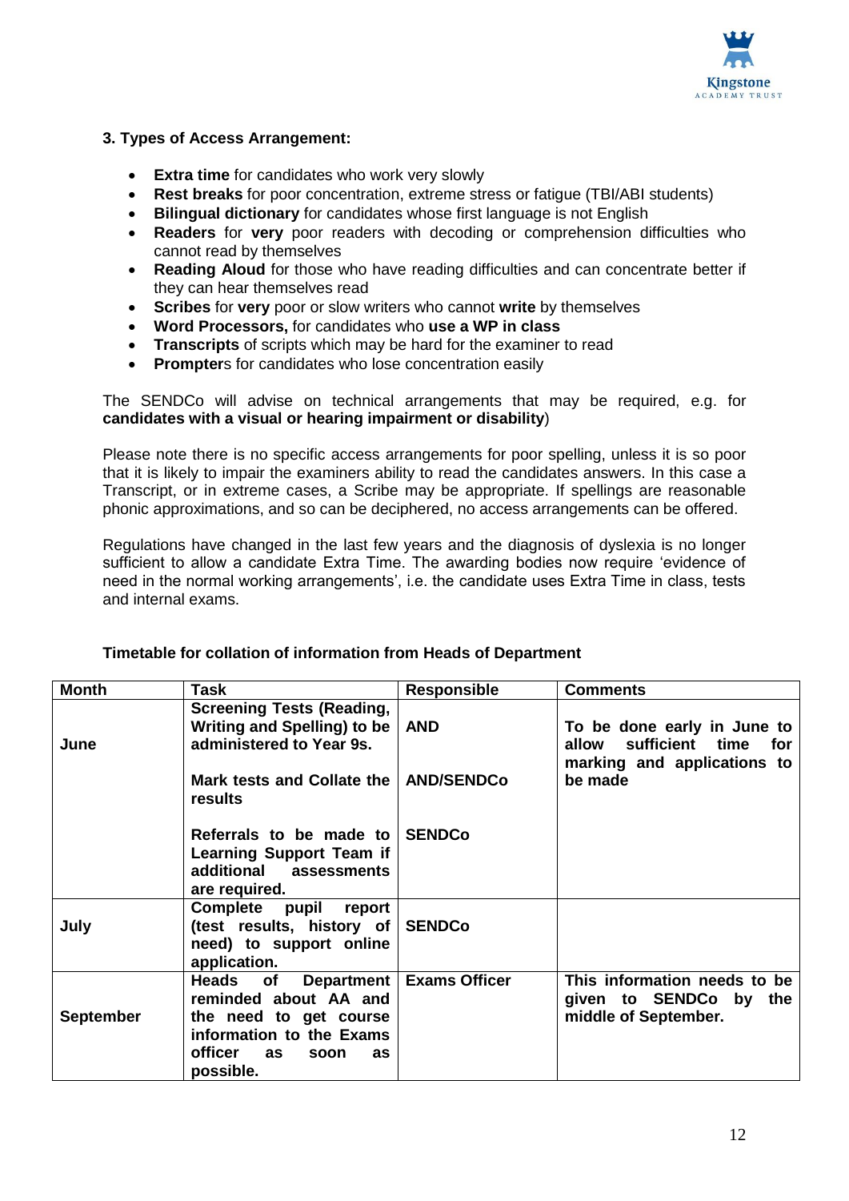### 3. Types of Access Arrangement:

- **Extra time** for candidates who work very slowly
- **Rest breaks** for poor concentration, extreme stress or fatigue (TBI/ABI students)
- **Bilingual dictionary** for candidates whose first language is not English
- **Readers** for **very** poor readers with decoding or comprehension difficulties who cannot read by themselves
- **Reading Aloud** for those who have reading difficulties and can concentrate better if they can hear themselves read
- **Scribes** for **very** poor or slow writers who cannot **write** by themselves
- **Word Processors,** for candidates who **use a WP in class**
- **Transcripts** of scripts which may be hard for the examiner to read
- **Prompter**s for candidates who lose concentration easily

The SENDCo will advise on technical arrangements that may be required, e.g. for **candidates with a visual or hearing impairment or disability**)

Please note there is no specific access arrangements for poor spelling, unless it is so poor that it is likely to impair the examiners ability to read the candidates answers. In this case a Transcript, or in extreme cases, a Scribe may be appropriate. If spellings are reasonable phonic approximations, and so can be deciphered, no access arrangements can be offered.

Regulations have changed in the last few years and the diagnosis of dyslexia is no longer sufficient to allow a candidate Extra Time. The awarding bodies now require 'evidence of need in the normal working arrangements', i.e. the candidate uses Extra Time in class, tests and internal exams.

**Timetable for collation of information from Heads of Department**

| Month | Task | Responsible | Comments |
|---|---|---|---|
| June | **Screening Tests (Reading, Writing and Spelling) to be administered to Year 9s.**<br><br>**Mark tests and Collate the results**<br><br>**Referrals to be made to Learning Support Team if additional assessments are required.** | **AND**<br><br>**AND/SENDCo**<br><br>**SENDCo** | **To be done early in June to allow sufficient time for marking and applications to be made** |
| July | **Complete pupil report (test results, history of need) to support online application.** | **SENDCo** | |
| September | **Heads of Department reminded about AA and the need to get course information to the Exams officer as soon as possible.** | **Exams Officer** | **This information needs to be given to SENDCo by the middle of September.** |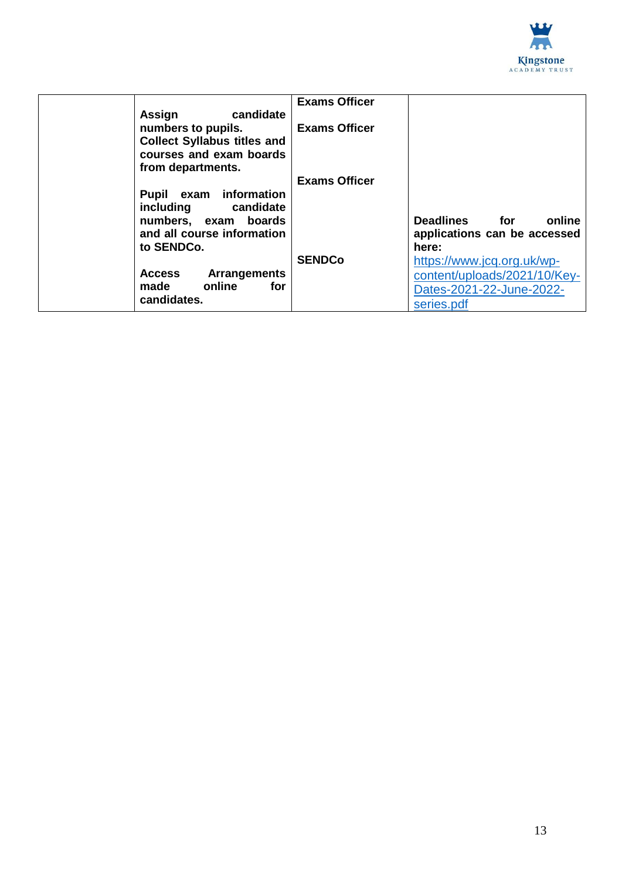| | | | |
|---|---|---|---|
| | **Assign candidate numbers to pupils.**<br>**Collect Syllabus titles and courses and exam boards from departments.**<br><br>**Pupil exam information including candidate numbers, exam boards and all course information to SENDCo.**<br><br>**Access Arrangements made online for candidates.** | **Exams Officer**<br><br>**Exams Officer**<br><br>**Exams Officer**<br><br>**SENDCo** | **Deadlines for online applications can be accessed here:**<br>https://www.jcq.org.uk/wp-content/uploads/2021/10/Key-Dates-2021-22-June-2022-series.pdf |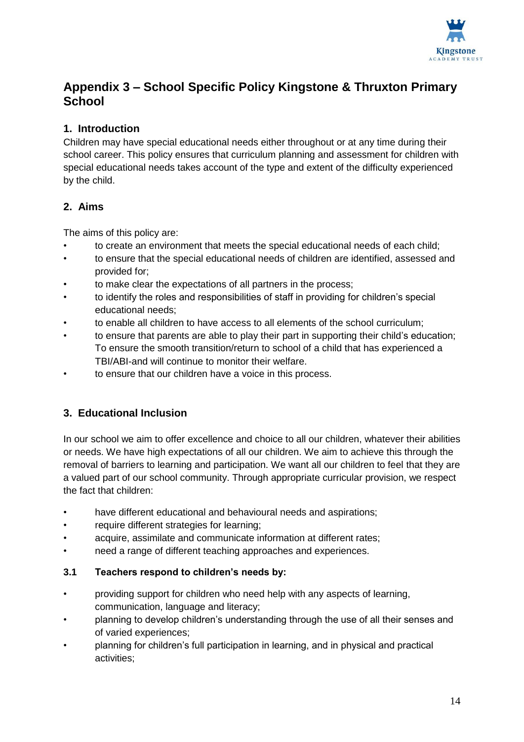## Appendix 3 – School Specific Policy Kingstone & Thruxton Primary School

### 1. Introduction

Children may have special educational needs either throughout or at any time during their school career. This policy ensures that curriculum planning and assessment for children with special educational needs takes account of the type and extent of the difficulty experienced by the child.

### 2. Aims

The aims of this policy are:

- to create an environment that meets the special educational needs of each child;
- to ensure that the special educational needs of children are identified, assessed and provided for;
- to make clear the expectations of all partners in the process;
- to identify the roles and responsibilities of staff in providing for children's special educational needs;
- to enable all children to have access to all elements of the school curriculum;
- to ensure that parents are able to play their part in supporting their child's education; To ensure the smooth transition/return to school of a child that has experienced a TBI/ABI-and will continue to monitor their welfare.
- to ensure that our children have a voice in this process.

### 3. Educational Inclusion

In our school we aim to offer excellence and choice to all our children, whatever their abilities or needs. We have high expectations of all our children. We aim to achieve this through the removal of barriers to learning and participation. We want all our children to feel that they are a valued part of our school community. Through appropriate curricular provision, we respect the fact that children:

- have different educational and behavioural needs and aspirations;
- require different strategies for learning;
- acquire, assimilate and communicate information at different rates;
- need a range of different teaching approaches and experiences.

#### 3.1 Teachers respond to children's needs by:

- providing support for children who need help with any aspects of learning, communication, language and literacy;
- planning to develop children's understanding through the use of all their senses and of varied experiences;
- planning for children's full participation in learning, and in physical and practical activities;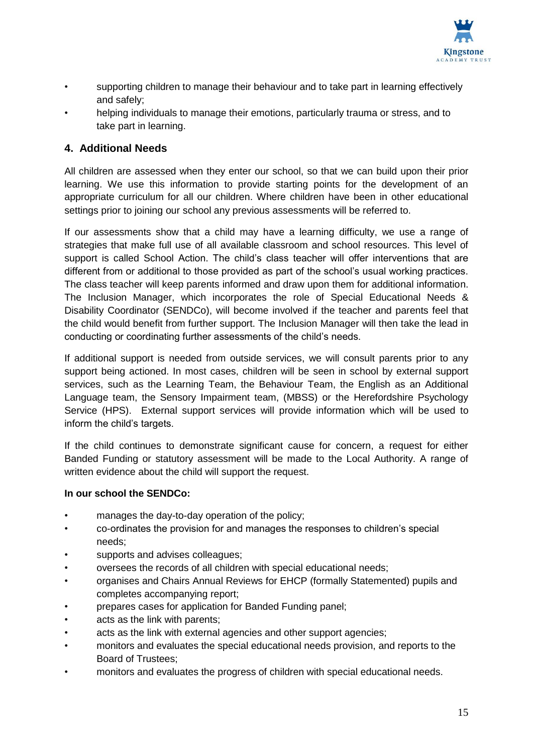- supporting children to manage their behaviour and to take part in learning effectively and safely;
- helping individuals to manage their emotions, particularly trauma or stress, and to take part in learning.

## 4. Additional Needs

All children are assessed when they enter our school, so that we can build upon their prior learning. We use this information to provide starting points for the development of an appropriate curriculum for all our children. Where children have been in other educational settings prior to joining our school any previous assessments will be referred to.

If our assessments show that a child may have a learning difficulty, we use a range of strategies that make full use of all available classroom and school resources. This level of support is called School Action. The child's class teacher will offer interventions that are different from or additional to those provided as part of the school's usual working practices. The class teacher will keep parents informed and draw upon them for additional information. The Inclusion Manager, which incorporates the role of Special Educational Needs & Disability Coordinator (SENDCo), will become involved if the teacher and parents feel that the child would benefit from further support. The Inclusion Manager will then take the lead in conducting or coordinating further assessments of the child's needs.

If additional support is needed from outside services, we will consult parents prior to any support being actioned. In most cases, children will be seen in school by external support services, such as the Learning Team, the Behaviour Team, the English as an Additional Language team, the Sensory Impairment team, (MBSS) or the Herefordshire Psychology Service (HPS). External support services will provide information which will be used to inform the child's targets.

If the child continues to demonstrate significant cause for concern, a request for either Banded Funding or statutory assessment will be made to the Local Authority. A range of written evidence about the child will support the request.

**In our school the SENDCo:**

- manages the day-to-day operation of the policy;
- co-ordinates the provision for and manages the responses to children's special needs;
- supports and advises colleagues;
- oversees the records of all children with special educational needs;
- organises and Chairs Annual Reviews for EHCP (formally Statemented) pupils and completes accompanying report;
- prepares cases for application for Banded Funding panel;
- acts as the link with parents;
- acts as the link with external agencies and other support agencies;
- monitors and evaluates the special educational needs provision, and reports to the Board of Trustees;
- monitors and evaluates the progress of children with special educational needs.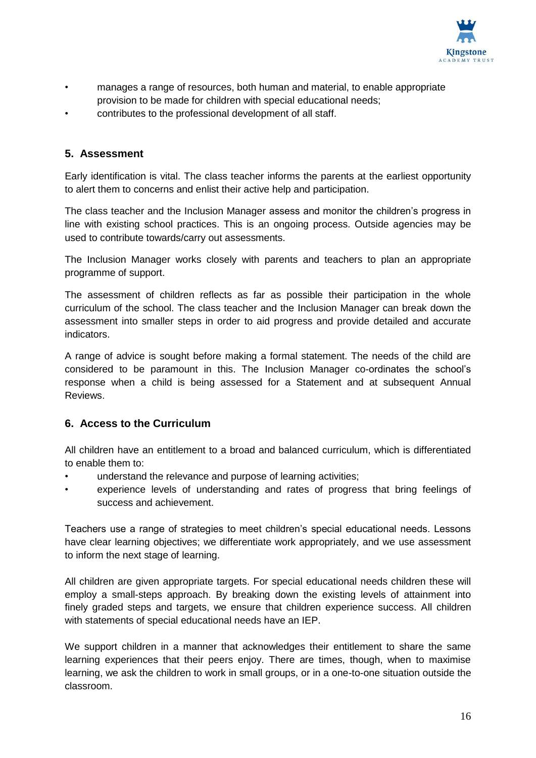- manages a range of resources, both human and material, to enable appropriate provision to be made for children with special educational needs;
- contributes to the professional development of all staff.

## 5. Assessment

Early identification is vital. The class teacher informs the parents at the earliest opportunity to alert them to concerns and enlist their active help and participation.

The class teacher and the Inclusion Manager assess and monitor the children's progress in line with existing school practices. This is an ongoing process. Outside agencies may be used to contribute towards/carry out assessments.

The Inclusion Manager works closely with parents and teachers to plan an appropriate programme of support.

The assessment of children reflects as far as possible their participation in the whole curriculum of the school. The class teacher and the Inclusion Manager can break down the assessment into smaller steps in order to aid progress and provide detailed and accurate indicators.

A range of advice is sought before making a formal statement. The needs of the child are considered to be paramount in this. The Inclusion Manager co-ordinates the school's response when a child is being assessed for a Statement and at subsequent Annual Reviews.

## 6. Access to the Curriculum

All children have an entitlement to a broad and balanced curriculum, which is differentiated to enable them to:

- understand the relevance and purpose of learning activities;
- experience levels of understanding and rates of progress that bring feelings of success and achievement.

Teachers use a range of strategies to meet children's special educational needs. Lessons have clear learning objectives; we differentiate work appropriately, and we use assessment to inform the next stage of learning.

All children are given appropriate targets. For special educational needs children these will employ a small-steps approach. By breaking down the existing levels of attainment into finely graded steps and targets, we ensure that children experience success. All children with statements of special educational needs have an IEP.

We support children in a manner that acknowledges their entitlement to share the same learning experiences that their peers enjoy. There are times, though, when to maximise learning, we ask the children to work in small groups, or in a one-to-one situation outside the classroom.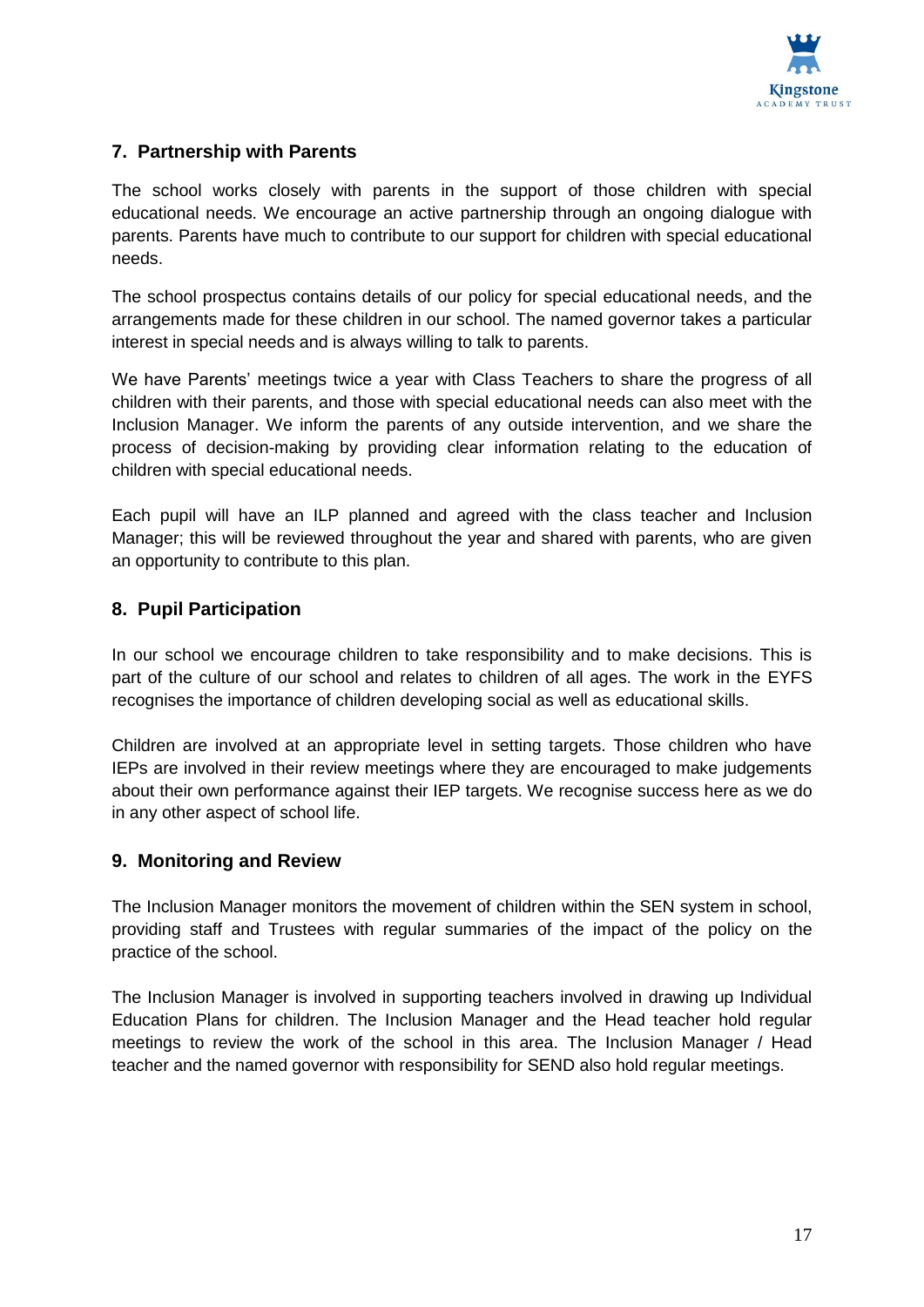## 7. Partnership with Parents

The school works closely with parents in the support of those children with special educational needs. We encourage an active partnership through an ongoing dialogue with parents. Parents have much to contribute to our support for children with special educational needs.

The school prospectus contains details of our policy for special educational needs, and the arrangements made for these children in our school. The named governor takes a particular interest in special needs and is always willing to talk to parents.

We have Parents' meetings twice a year with Class Teachers to share the progress of all children with their parents, and those with special educational needs can also meet with the Inclusion Manager. We inform the parents of any outside intervention, and we share the process of decision-making by providing clear information relating to the education of children with special educational needs.

Each pupil will have an ILP planned and agreed with the class teacher and Inclusion Manager; this will be reviewed throughout the year and shared with parents, who are given an opportunity to contribute to this plan.

## 8. Pupil Participation

In our school we encourage children to take responsibility and to make decisions. This is part of the culture of our school and relates to children of all ages. The work in the EYFS recognises the importance of children developing social as well as educational skills.

Children are involved at an appropriate level in setting targets. Those children who have IEPs are involved in their review meetings where they are encouraged to make judgements about their own performance against their IEP targets. We recognise success here as we do in any other aspect of school life.

## 9. Monitoring and Review

The Inclusion Manager monitors the movement of children within the SEN system in school, providing staff and Trustees with regular summaries of the impact of the policy on the practice of the school.

The Inclusion Manager is involved in supporting teachers involved in drawing up Individual Education Plans for children. The Inclusion Manager and the Head teacher hold regular meetings to review the work of the school in this area. The Inclusion Manager / Head teacher and the named governor with responsibility for SEND also hold regular meetings.